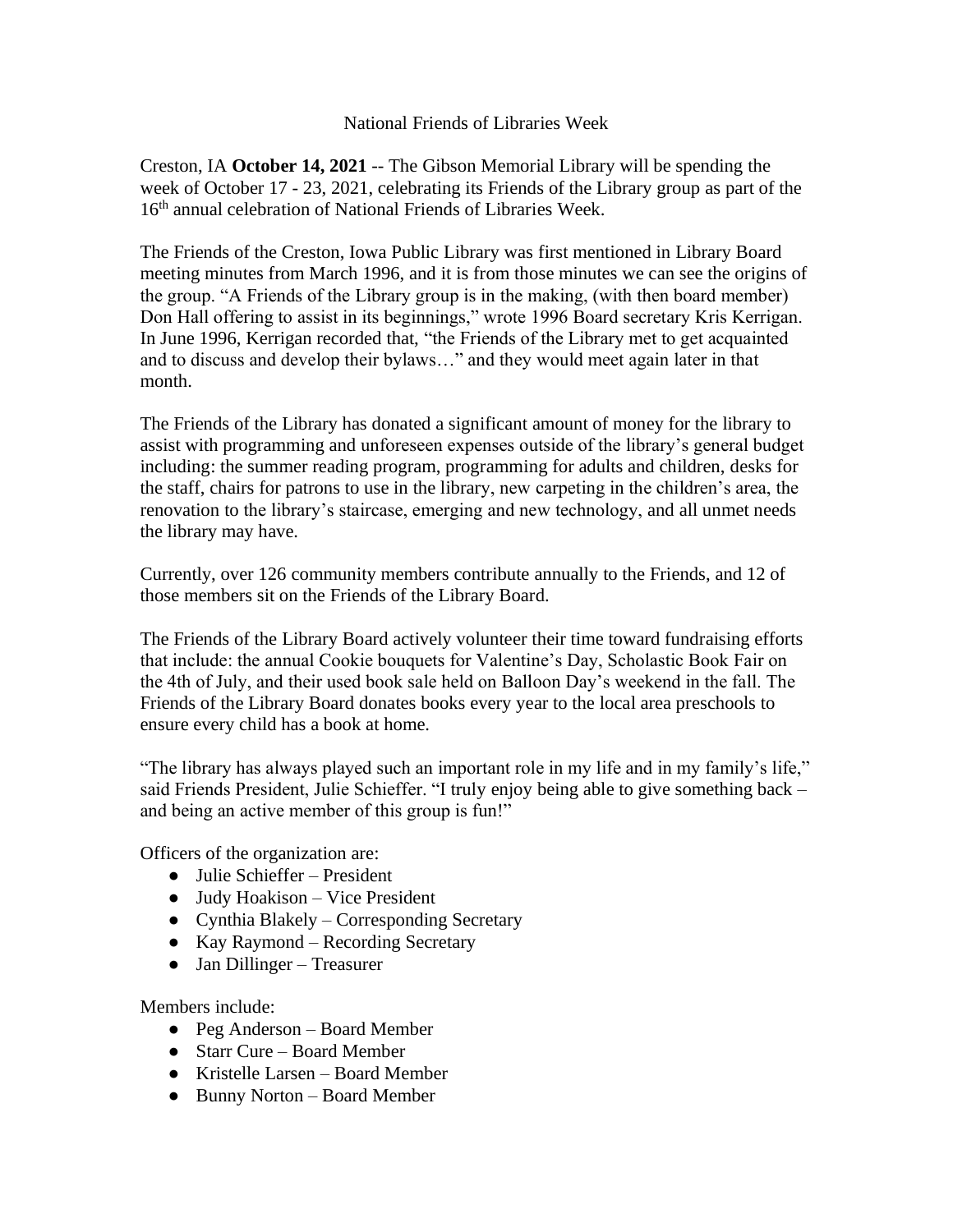# National Friends of Libraries Week

Creston, IA **October 14, 2021** -- The Gibson Memorial Library will be spending the week of October 17 - 23, 2021, celebrating its Friends of the Library group as part of the 16th annual celebration of National Friends of Libraries Week.

The Friends of the Creston, Iowa Public Library was first mentioned in Library Board meeting minutes from March 1996, and it is from those minutes we can see the origins of the group. "A Friends of the Library group is in the making, (with then board member) Don Hall offering to assist in its beginnings," wrote 1996 Board secretary Kris Kerrigan. In June 1996, Kerrigan recorded that, "the Friends of the Library met to get acquainted and to discuss and develop their bylaws…" and they would meet again later in that month.

The Friends of the Library has donated a significant amount of money for the library to assist with programming and unforeseen expenses outside of the library's general budget including: the summer reading program, programming for adults and children, desks for the staff, chairs for patrons to use in the library, new carpeting in the children's area, the renovation to the library's staircase, emerging and new technology, and all unmet needs the library may have.

Currently, over 126 community members contribute annually to the Friends, and 12 of those members sit on the Friends of the Library Board.

The Friends of the Library Board actively volunteer their time toward fundraising efforts that include: the annual Cookie bouquets for Valentine's Day, Scholastic Book Fair on the 4th of July, and their used book sale held on Balloon Day's weekend in the fall. The Friends of the Library Board donates books every year to the local area preschools to ensure every child has a book at home.

"The library has always played such an important role in my life and in my family's life," said Friends President, Julie Schieffer. "I truly enjoy being able to give something back – and being an active member of this group is fun!"

Officers of the organization are:

- Julie Schieffer – President
- Judy Hoakison – Vice President
- Cynthia Blakely – Corresponding Secretary
- Kay Raymond – Recording Secretary
- Jan Dillinger – Treasurer

Members include:

- Peg Anderson – Board Member
- Starr Cure – Board Member
- Kristelle Larsen – Board Member
- Bunny Norton – Board Member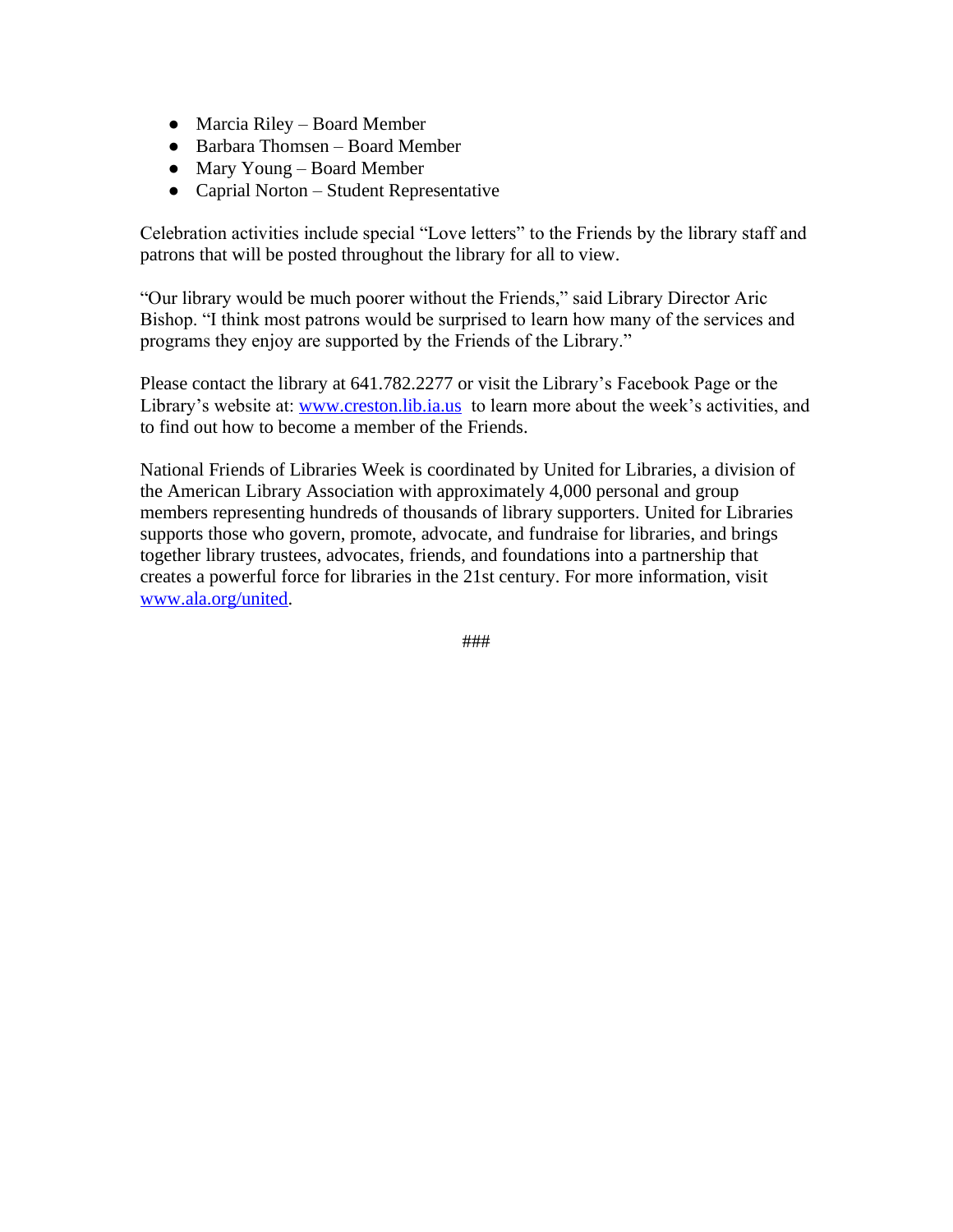- Marcia Riley – Board Member
- Barbara Thomsen – Board Member
- Mary Young – Board Member
- Caprial Norton – Student Representative

Celebration activities include special "Love letters" to the Friends by the library staff and patrons that will be posted throughout the library for all to view.

"Our library would be much poorer without the Friends," said Library Director Aric Bishop. "I think most patrons would be surprised to learn how many of the services and programs they enjoy are supported by the Friends of the Library."

Please contact the library at 641.782.2277 or visit the Library's Facebook Page or the Library's website at: www.creston.lib.ia.us to learn more about the week's activities, and to find out how to become a member of the Friends.

National Friends of Libraries Week is coordinated by United for Libraries, a division of the American Library Association with approximately 4,000 personal and group members representing hundreds of thousands of library supporters. United for Libraries supports those who govern, promote, advocate, and fundraise for libraries, and brings together library trustees, advocates, friends, and foundations into a partnership that creates a powerful force for libraries in the 21st century. For more information, visit www.ala.org/united.

###